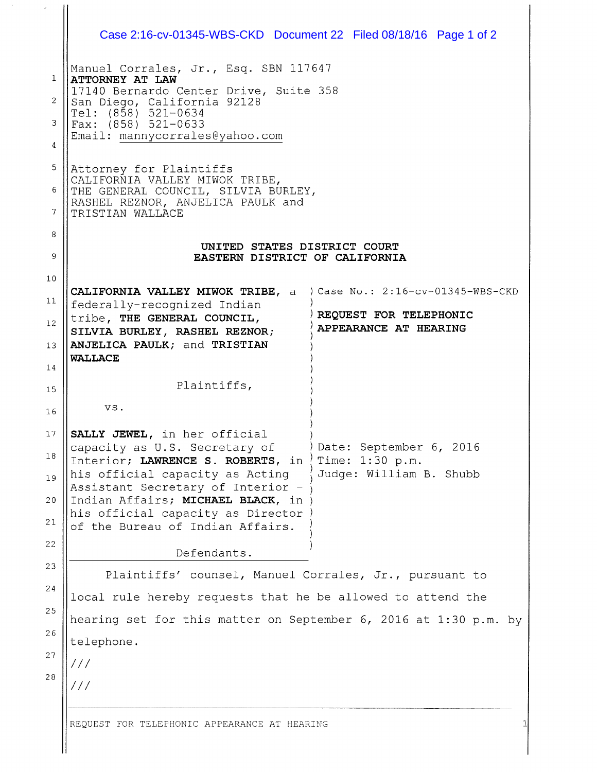Manuel Corrales, Jr., Esq. SBN 117647
**ATTORNEY AT LAW**
17140 Bernardo Center Drive, Suite 358
San Diego, California 92128
Tel: (858) 521-0634
Fax: (858) 521-0633
Email: mannycorrales@yahoo.com

Attorney for Plaintiffs
CALIFORNIA VALLEY MIWOK TRIBE,
THE GENERAL COUNCIL, SILVIA BURLEY,
RASHEL REZNOR, ANJELICA PAULK and
TRISTIAN WALLACE

**UNITED STATES DISTRICT COURT**
**EASTERN DISTRICT OF CALIFORNIA**

**CALIFORNIA VALLEY MIWOK TRIBE**, a federally-recognized Indian tribe, **THE GENERAL COUNCIL, SILVIA BURLEY, RASHEL REZNOR; ANJELICA PAULK;** and **TRISTIAN WALLACE**

Plaintiffs,

vs.

**SALLY JEWEL**, in her official capacity as U.S. Secretary of Interior; **LAWRENCE S. ROBERTS**, in his official capacity as Acting Assistant Secretary of Interior - Indian Affairs; **MICHAEL BLACK**, in his official capacity as Director of the Bureau of Indian Affairs.

Defendants.

Case No.: 2:16-cv-01345-WBS-CKD

**REQUEST FOR TELEPHONIC APPEARANCE AT HEARING**

Date: September 6, 2016
Time: 1:30 p.m.
Judge: William B. Shubb

Plaintiffs' counsel, Manuel Corrales, Jr., pursuant to local rule hereby requests that he be allowed to attend the hearing set for this matter on September 6, 2016 at 1:30 p.m. by telephone.

///

///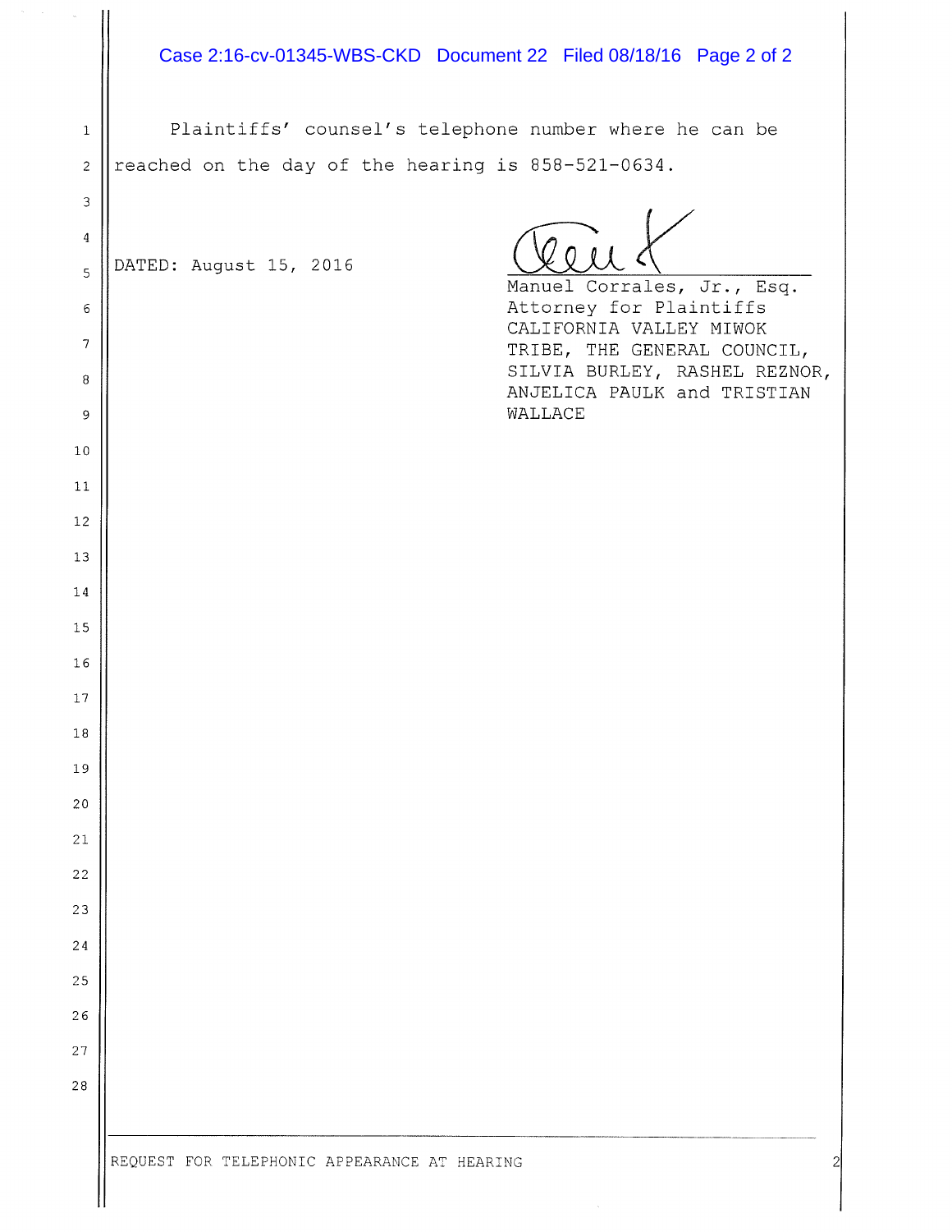Plaintiffs' counsel's telephone number where he can be reached on the day of the hearing is 858-521-0634.

DATED: August 15, 2016

Manuel Corrales, Jr., Esq.
Attorney for Plaintiffs
CALIFORNIA VALLEY MIWOK TRIBE, THE GENERAL COUNCIL, SILVIA BURLEY, RASHEL REZNOR, ANJELICA PAULK and TRISTIAN WALLACE

REQUEST FOR TELEPHONIC APPEARANCE AT HEARING